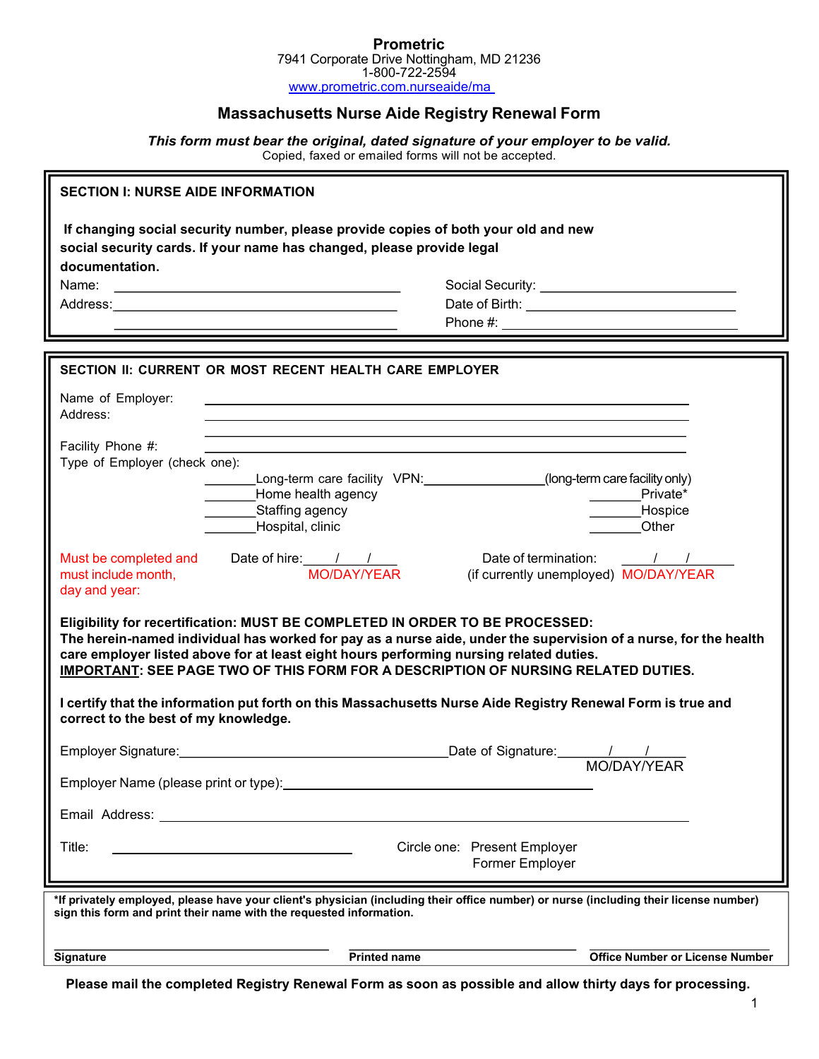**Prometric**
7941 Corporate Drive Nottingham, MD 21236
1-800-722-2594
www.prometric.com.nurseaide/ma

## Massachusetts Nurse Aide Registry Renewal Form

***This form must bear the original, dated signature of your employer to be valid.***
Copied, faxed or emailed forms will not be accepted.

### SECTION I: NURSE AIDE INFORMATION

**If changing social security number, please provide copies of both your old and new social security cards. If your name has changed, please provide legal documentation.**

Name: ______________________________ Social Security: ______________________________

Address: ______________________________ Date of Birth: ______________________________

______________________________ Phone #: ______________________________

### SECTION II: CURRENT OR MOST RECENT HEALTH CARE EMPLOYER

Name of Employer: ______________________________

Address: ______________________________

______________________________

Facility Phone #: ______________________________

Type of Employer (check one):

_______Long-term care facility VPN:_______________(long-term care facility only)
_______Home health agency
_______Staffing agency
_______Hospital, clinic
_______Private*
_______Hospice
_______Other

Must be completed and must include month, day and year:

Date of hire:____/____/____ MO/DAY/YEAR

Date of termination: ____/____/______ (if currently unemployed) MO/DAY/YEAR

**Eligibility for recertification: MUST BE COMPLETED IN ORDER TO BE PROCESSED:**
**The herein-named individual has worked for pay as a nurse aide, under the supervision of a nurse, for the health care employer listed above for at least eight hours performing nursing related duties.**
**IMPORTANT: SEE PAGE TWO OF THIS FORM FOR A DESCRIPTION OF NURSING RELATED DUTIES.**

**I certify that the information put forth on this Massachusetts Nurse Aide Registry Renewal Form is true and correct to the best of my knowledge.**

Employer Signature:______________________________ Date of Signature:______/____/____ MO/DAY/YEAR

Employer Name (please print or type):______________________________

Email Address: ______________________________

Title: ______________________________ Circle one: Present Employer / Former Employer

**\*If privately employed, please have your client's physician (including their office number) or nurse (including their license number) sign this form and print their name with the requested information.**

| **Signature** | **Printed name** | **Office Number or License Number** |
|---|---|---|
| | | |

**Please mail the completed Registry Renewal Form as soon as possible and allow thirty days for processing.**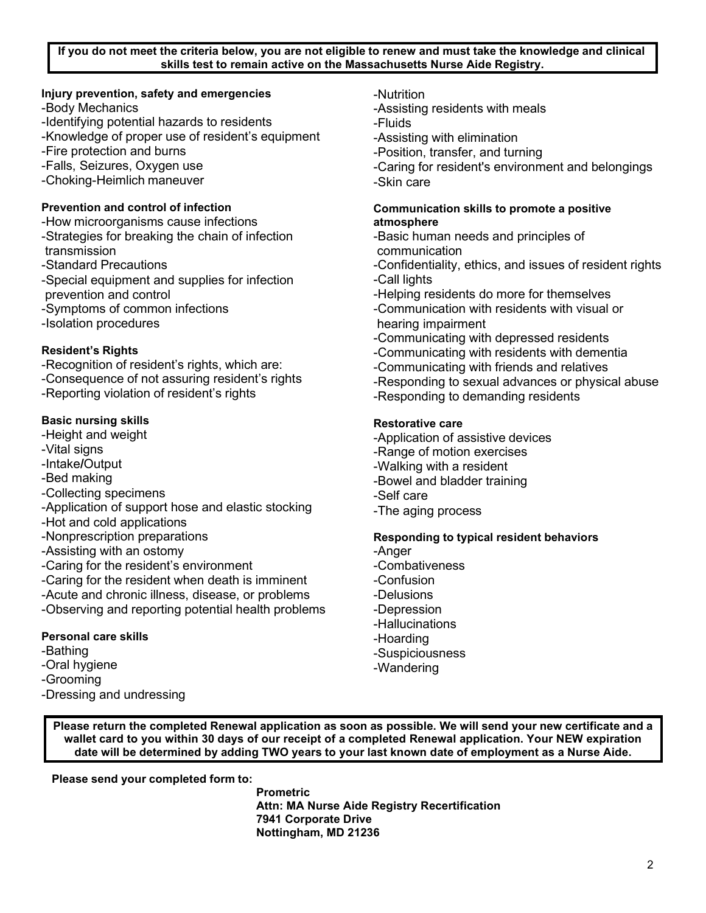**If you do not meet the criteria below, you are not eligible to renew and must take the knowledge and clinical skills test to remain active on the Massachusetts Nurse Aide Registry.**

**Injury prevention, safety and emergencies**

-Body Mechanics
-Identifying potential hazards to residents
-Knowledge of proper use of resident's equipment
-Fire protection and burns
-Falls, Seizures, Oxygen use
-Choking-Heimlich maneuver

**Prevention and control of infection**

-How microorganisms cause infections
-Strategies for breaking the chain of infection transmission
-Standard Precautions
-Special equipment and supplies for infection prevention and control
-Symptoms of common infections
-Isolation procedures

**Resident's Rights**

-Recognition of resident's rights, which are:
-Consequence of not assuring resident's rights
-Reporting violation of resident's rights

**Basic nursing skills**

-Height and weight
-Vital signs
-Intake/Output
-Bed making
-Collecting specimens
-Application of support hose and elastic stocking
-Hot and cold applications
-Nonprescription preparations
-Assisting with an ostomy
-Caring for the resident's environment
-Caring for the resident when death is imminent
-Acute and chronic illness, disease, or problems
-Observing and reporting potential health problems

**Personal care skills**

-Bathing
-Oral hygiene
-Grooming
-Dressing and undressing
-Nutrition
-Assisting residents with meals
-Fluids
-Assisting with elimination
-Position, transfer, and turning
-Caring for resident's environment and belongings
-Skin care

**Communication skills to promote a positive atmosphere**

-Basic human needs and principles of communication
-Confidentiality, ethics, and issues of resident rights
-Call lights
-Helping residents do more for themselves
-Communication with residents with visual or hearing impairment
-Communicating with depressed residents
-Communicating with residents with dementia
-Communicating with friends and relatives
-Responding to sexual advances or physical abuse
-Responding to demanding residents

**Restorative care**

-Application of assistive devices
-Range of motion exercises
-Walking with a resident
-Bowel and bladder training
-Self care
-The aging process

**Responding to typical resident behaviors**

-Anger
-Combativeness
-Confusion
-Delusions
-Depression
-Hallucinations
-Hoarding
-Suspiciousness
-Wandering

**Please return the completed Renewal application as soon as possible. We will send your new certificate and a wallet card to you within 30 days of our receipt of a completed Renewal application. Your NEW expiration date will be determined by adding TWO years to your last known date of employment as a Nurse Aide.**

**Please send your completed form to:**

**Prometric**
**Attn: MA Nurse Aide Registry Recertification**
**7941 Corporate Drive**
**Nottingham, MD 21236**